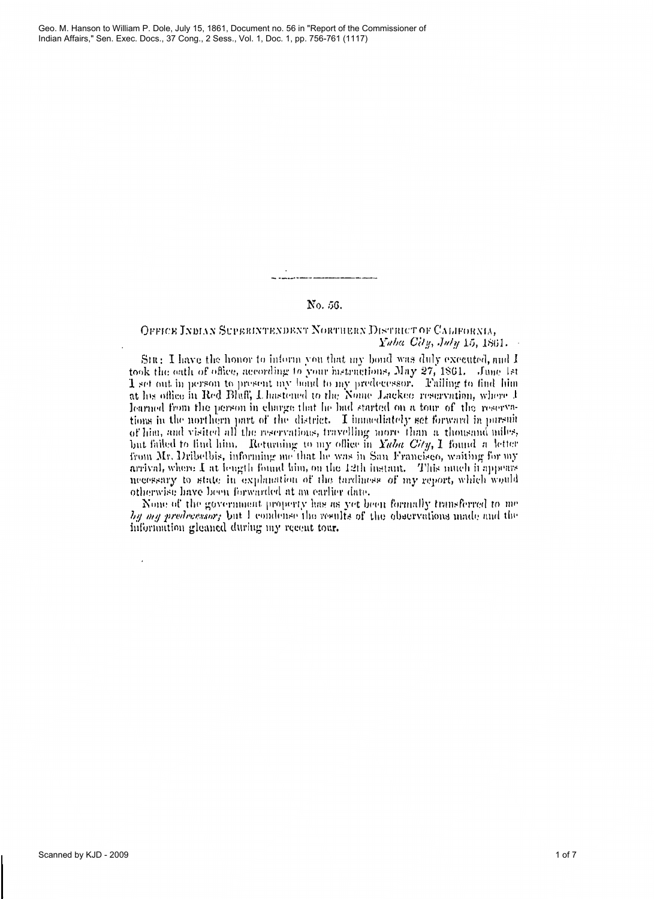Geo. M. Hanson to William P. Dole, July 15, 1861, Document no. 56 in "Report of the Commissioner of Indian Affairs," Sen. Exec. Docs., 37 Cong., 2 Sess., Vol. 1, Doc. 1, pp. 756-761 (1117)

---

No. 56.

OFFICE INDIAN SUPERINTENDENT NORTHERN DISTRICT OF CALIFORNIA,
*Yuba City, July 15, 1861.*

SIR: I have the honor to inform you that my bond was duly executed, and I took the oath of office, according to your instructions, May 27, 1861. June 1st I set out in person to present my bond to my predecessor. Failing to find him at his office in Red Bluff, I hastened to the Nome Lackee reservation, where I learned from the person in charge that he had started on a tour of the reservations in the northern part of the district. I immediately set forward in pursuit of him, and visited all the reservations, travelling more than a thousand miles, but failed to find him. Returning to my office in *Yuba City*, I found a letter from Mr. Dribelbis, informing me that he was in San Francisco, waiting for my arrival, where I at length found him, on the 12th instant. This much it appears necessary to state in explanation of the tardiness of my report, which would otherwise have been forwarded at an earlier date.

None of the government property has as yet been formally transferred to me *by my predecessor;* but I condense the results of the observations made and the information gleaned during my recent tour.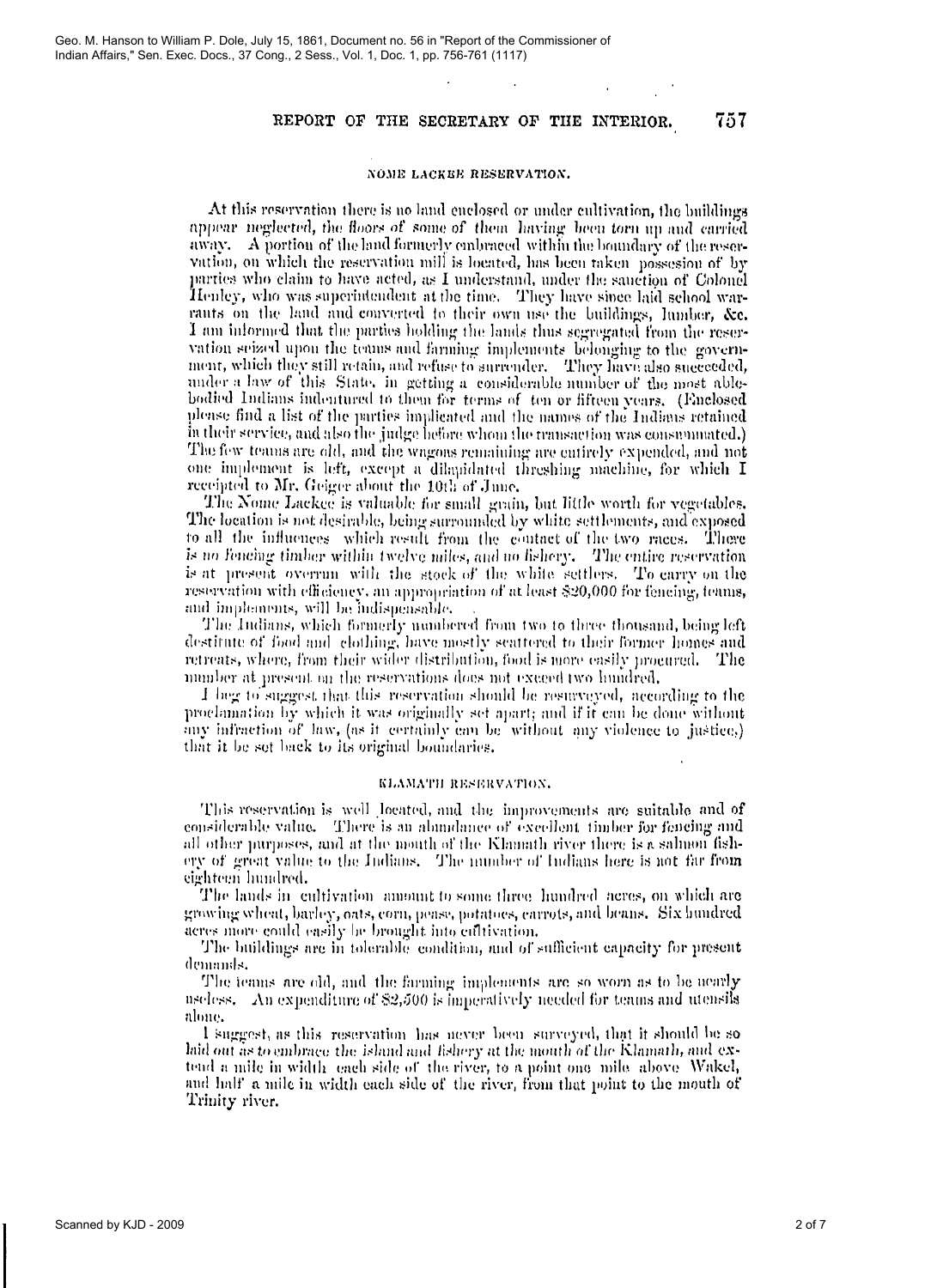## NOME LACKEE RESERVATION.

At this reservation there is no land enclosed or under cultivation, the buildings appear neglected, the floors of some of them having been torn up and carried away. A portion of the land formerly embraced within the boundary of the reservation, on which the reservation mill is located, has been taken possession of by parties who claim to have acted, as I understand, under the sanction of Colonel Henley, who was superintendent at the time. They have since laid school warrants on the land and converted to their own use the buildings, lumber, &c. I am informed that the parties holding the lands thus segregated from the reservation seized upon the teams and farming implements belonging to the government, which they still retain, and refuse to surrender. They have also succeeded, under a law of this State, in getting a considerable number of the most able-bodied Indians indentured to them for terms of ten or fifteen years. (Enclosed please find a list of the parties implicated and the names of the Indians retained in their service, and also the judge before whom the transaction was consummated.) The few teams are old, and the wagons remaining are entirely expended, and not one implement is left, except a dilapidated threshing machine, for which I receipted to Mr. Geiger about the 10th of June.

The Nome Lackee is valuable for small grain, but little worth for vegetables. The location is not desirable, being surrounded by white settlements, and exposed to all the influences which result from the contact of the two races. There is no fencing timber within twelve miles, and no fishery. The entire reservation is at present overrun with the stock of the white settlers. To carry on the reservation with efficiency, an appropriation of at least $20,000 for fencing, teams, and implements, will be indispensable.

The Indians, which formerly numbered from two to three thousand, being left destitute of food and clothing, have mostly scattered to their former homes and retreats, where, from their wider distribution, food is more easily procured. The number at present on the reservations does not exceed two hundred.

I beg to suggest that this reservation should be resurveyed, according to the proclamation by which it was originally set apart; and if it can be done without any infraction of law, (as it certainly can be without any violence to justice,) that it be set back to its original boundaries.

## KLAMATH RESERVATION.

This reservation is well located, and the improvements are suitable and of considerable value. There is an abundance of excellent timber for fencing and all other purposes, and at the mouth of the Klamath river there is a salmon fishery of great value to the Indians. The number of Indians here is not far from eighteen hundred.

The lands in cultivation amount to some three hundred acres, on which are growing wheat, barley, oats, corn, pease, potatoes, carrots, and beans. Six hundred acres more could easily be brought into cultivation.

The buildings are in tolerable condition, and of sufficient capacity for present demands.

The teams are old, and the farming implements are so worn as to be nearly useless. An expenditure of $2,500 is imperatively needed for teams and utensils alone.

I suggest, as this reservation has never been surveyed, that it should be so laid out as to embrace the island and fishery at the mouth of the Klamath, and extend a mile in width each side of the river, to a point one mile above Wakel, and half a mile in width each side of the river, from that point to the mouth of Trinity river.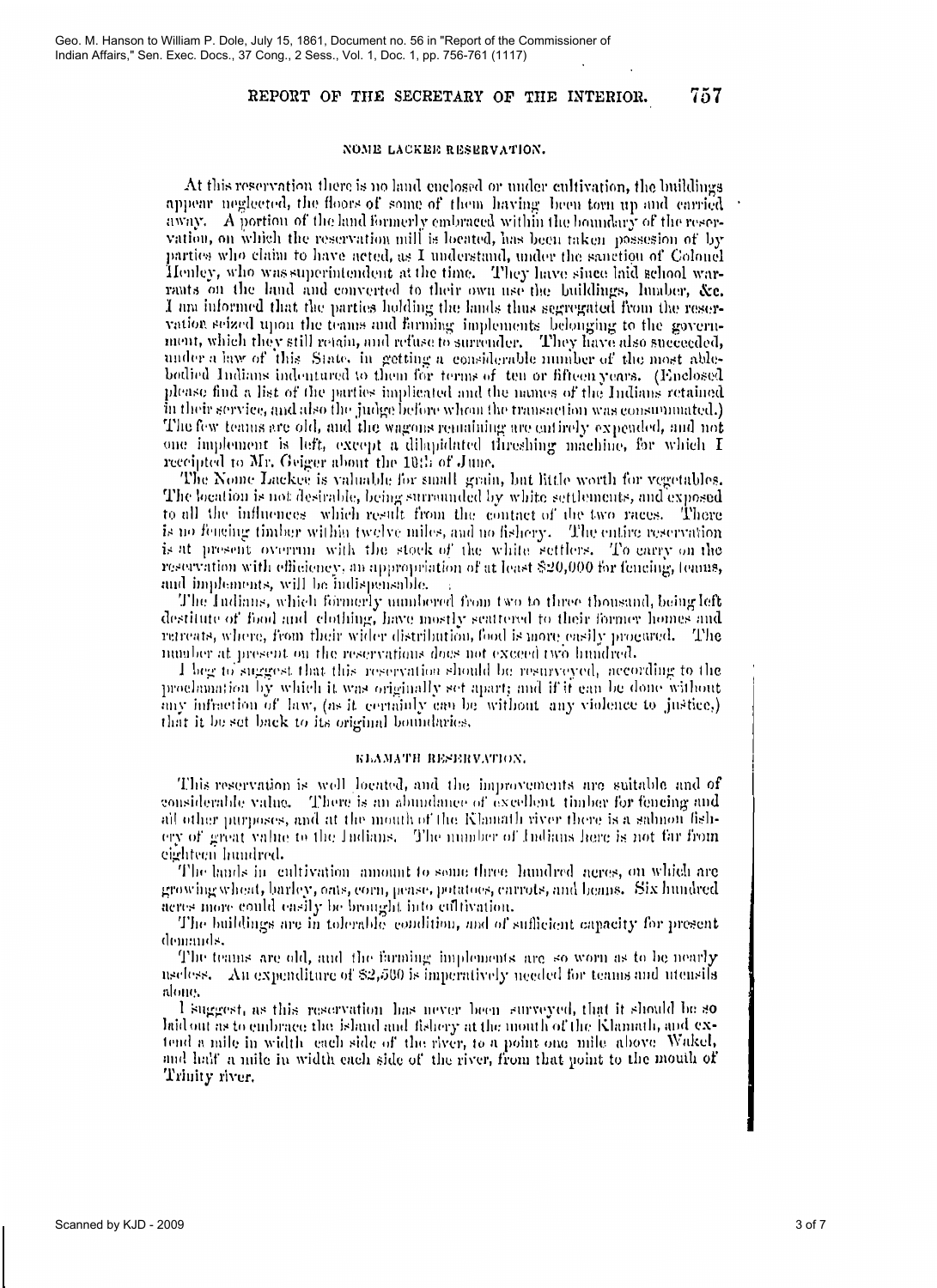## NOME LACKEE RESERVATION.

At this reservation there is no land enclosed or under cultivation, the buildings appear neglected, the floors of some of them having been torn up and carried away. A portion of the land formerly embraced within the boundary of the reservation, on which the reservation mill is located, has been taken possesion of by parties who claim to have acted, as I understand, under the sanction of Colonel Henley, who was superintendent at the time. They have since laid school warrants on the land and converted to their own use the buildings, lumber, &c. I am informed that the parties holding the lands thus segregated from the reservation seized upon the teams and farming implements belonging to the government, which they still retain, and refuse to surrender. They have also succeeded, under a law of this State, in getting a considerable number of the most able-bodied Indians indentured to them for terms of ten or fifteen years. (Enclosed please find a list of the parties implicated and the names of the Indians retained in their service, and also the judge before whom the transaction was consummated.) The few teams are old, and the wagons remaining are entirely expended, and not one implement is left, except a dilapidated threshing machine, for which I receipted to Mr. Geiger about the 10th of June.

The Nome Lackee is valuable for small grain, but little worth for vegetables. The location is not desirable, being surrounded by white settlements, and exposed to all the influences which result from the contact of the two races. There is no fencing timber within twelve miles, and no fishery. The entire reservation is at present overrun with the stock of the white settlers. To carry on the reservation with efficiency, an appropriation of at least $20,000 for fencing, teams, and implements, will be indispensable.

The Indians, which formerly numbered from two to three thousand, being left destitute of food and clothing, have mostly scattered to their former homes and retreats, where, from their wider distribution, food is more easily procured. The number at present on the reservations does not exceed two hundred.

I beg to suggest that this reservation should be resurveyed, according to the proclamation by which it was originally set apart; and if it can be done without any infraction of law, (as it certainly can be without any violence to justice,) that it be set back to its original boundaries.

## KLAMATH RESERVATION.

This reservation is well located, and the improvements are suitable and of considerable value. There is an abundance of excellent timber for fencing and all other purposes, and at the mouth of the Klamath river there is a salmon fishery of great value to the Indians. The number of Indians here is not far from eighteen hundred.

The lands in cultivation amount to some three hundred acres, on which are growing wheat, barley, oats, corn, pease, potatoes, carrots, and beans. Six hundred acres more could easily be brought into cultivation.

The buildings are in tolerable condition, and of sufficient capacity for present demands.

The teams are old, and the farming implements are so worn as to be nearly useless. An expenditure of $2,500 is imperatively needed for teams and utensils alone.

I suggest, as this reservation has never been surveyed, that it should be so laid out as to embrace the island and fishery at the mouth of the Klamath, and extend a mile in width each side of the river, to a point one mile above Wakel, and half a mile in width each side of the river, from that point to the mouth of Trinity river.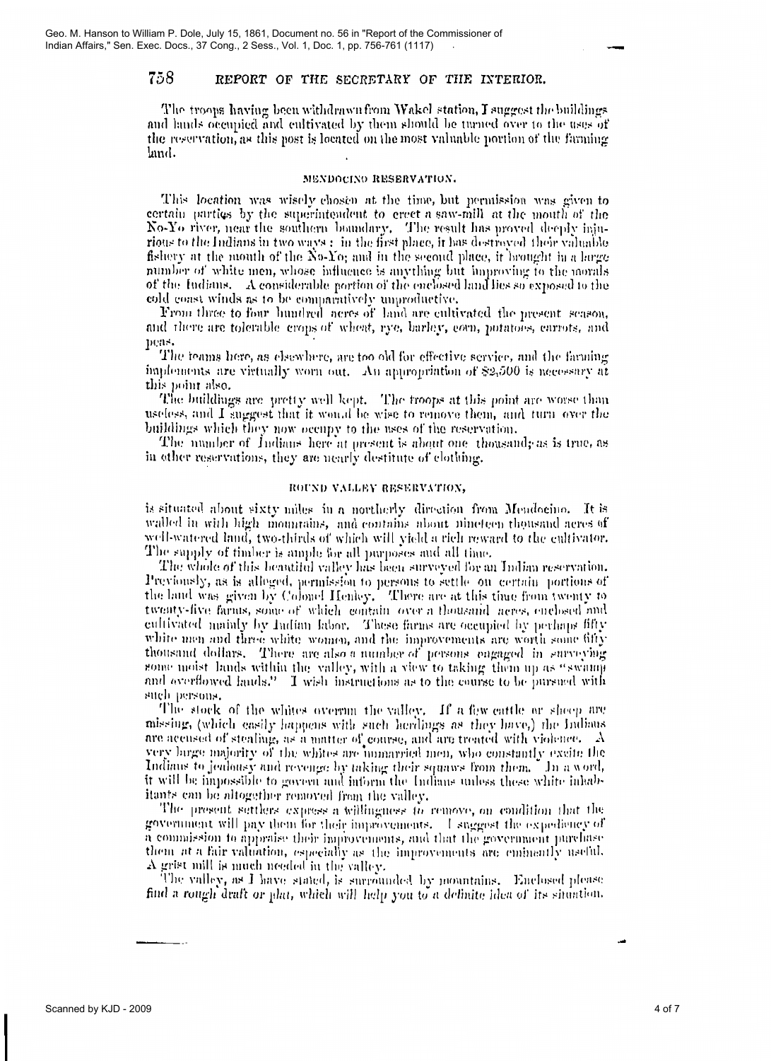The troops having been withdrawn from Wakel station, I suggest the buildings and lands occupied and cultivated by them should be turned over to the uses of the reservation, as this post is located on the most valuable portion of the farming land.

## MENDOCINO RESERVATION.

This location was wisely chosen at the time, but permission was given to certain parties by the superintendent to erect a saw-mill at the mouth of the No-Yo river, near the southern boundary. The result has proved deeply injurious to the Indians in two ways: in the first place, it has destroyed their valuable fishery at the mouth of the No-Yo; and in the second place, it brought in a large number of white men, whose influence is anything but improving to the morals of the Indians. A considerable portion of the enclosed land lies so exposed to the cold coast winds as to be comparatively unproductive.

From three to four hundred acres of land are cultivated the present season, and there are tolerable crops of wheat, rye, barley, corn, potatoes, carrots, and peas.

The teams here, as elsewhere, are too old for effective service, and the farming implements are virtually worn out. An appropriation of $2,500 is necessary at this point also.

The buildings are pretty well kept. The troops at this point are worse than useless, and I suggest that it would be wise to remove them, and turn over the buildings which they now occupy to the uses of the reservation.

The number of Indians here at present is about one thousand; as is true, as in other reservations, they are nearly destitute of clothing.

## ROUND VALLEY RESERVATION,

is situated about sixty miles in a northerly direction from Mendocino. It is walled in with high mountains, and contains about nineteen thousand acres of well-watered land, two-thirds of which will yield a rich reward to the cultivator. The supply of timber is ample for all purposes and all time.

The whole of this beautiful valley has been surveyed for an Indian reservation. Previously, as is alleged, permission to persons to settle on certain portions of the land was given by Colonel Henley. There are at this time from twenty to twenty-five farms, some of which contain over a thousand acres, enclosed and cultivated mainly by Indian labor. These farms are occupied by perhaps fifty white men and three white women, and the improvements are worth some fifty thousand dollars. There are also a number of persons engaged in surveying some moist lands within the valley, with a view to taking them up as "swamp and overflowed lands." I wish instructions as to the course to be pursued with such persons.

The stock of the whites overrun the valley. If a few cattle or sheep are missing, (which easily happens with such herdings as they have,) the Indians are accused of stealing, as a matter of course, and are treated with violence. A very large majority of the whites are unmarried men, who constantly excite the Indians to jealousy and revenge by taking their squaws from them. In a word, it will be impossible to govern and inform the Indians unless these white inhabitants can be altogether removed from the valley.

The present settlers express a willingness to remove, on condition that the government will pay them for their improvements. I suggest the expediency of a commission to appraise their improvements, and that the government purchase them at a fair valuation, especially as the improvements are eminently useful. A grist mill is much needed in the valley.

The valley, as I have stated, is surrounded by mountains. Enclosed please find a rough draft or plat, which will help you to a definite idea of its situation.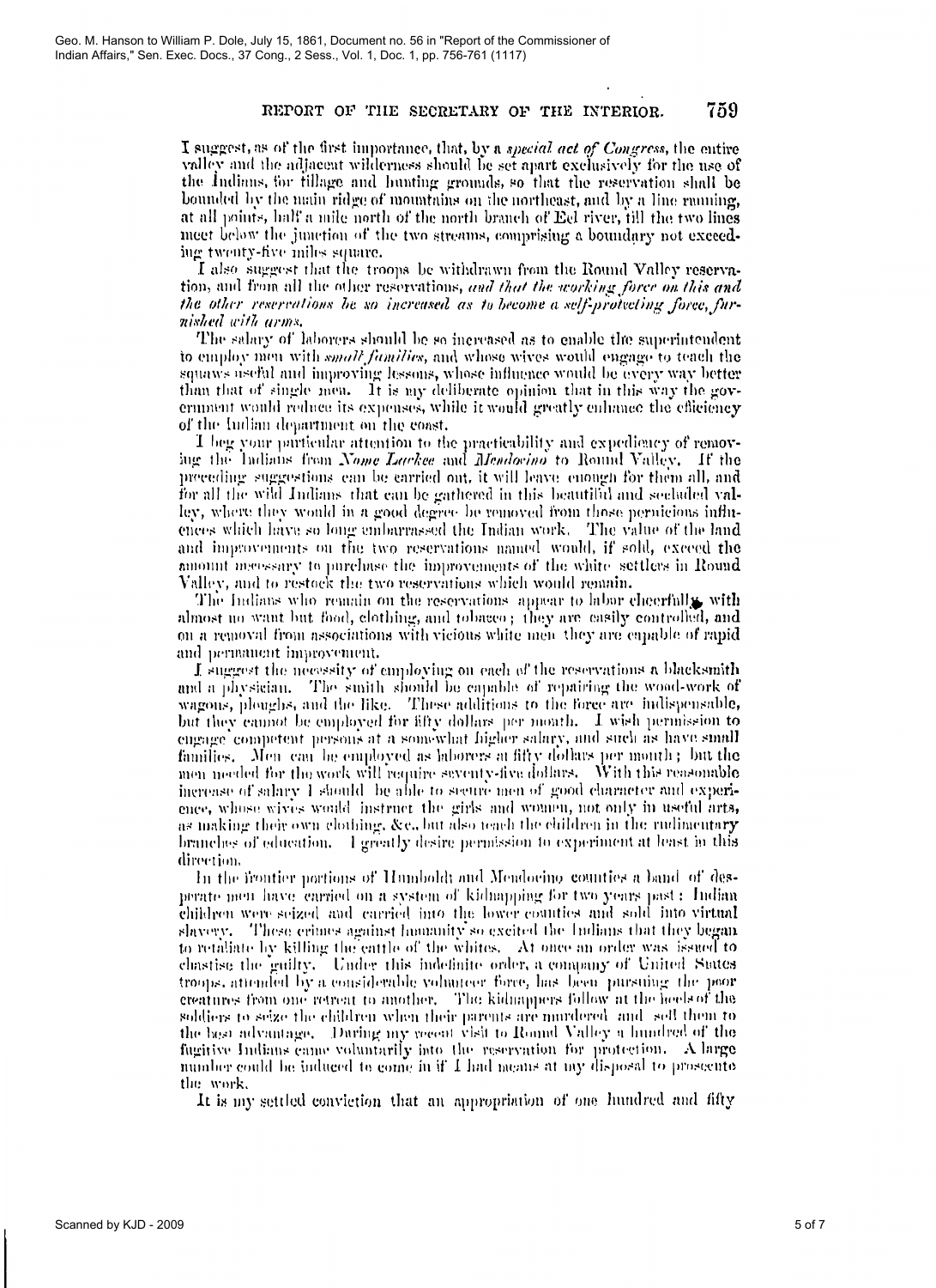I suggest, as of the first importance, that, by a *special act of Congress*, the entire valley and the adjacent wilderness should be set apart exclusively for the use of the Indians, for tillage and hunting grounds, so that the reservation shall be bounded by the main ridge of mountains on the northeast, and by a line running, at all points, half a mile north of the north branch of Eel river, till the two lines meet below the junction of the two streams, comprising a boundary not exceeding twenty-five miles square.

I also suggest that the troops be withdrawn from the Round Valley reservation, and from all the other reservations, *and that the working force on this and the other reservations be so increased as to become a self-protecting force, furnished with arms.*

The salary of laborers should be so increased as to enable the superintendent to employ men with *small families*, and whose wives would engage to teach the squaws useful and improving lessons, whose influence would be every way better than that of single men. It is my deliberate opinion that in this way the government would reduce its expenses, while it would greatly enhance the efficiency of the Indian department on the coast.

I beg your particular attention to the practicability and expediency of removing the Indians from *Nome Lackee* and *Mendocino* to Round Valley. If the preceding suggestions can be carried out, it will leave enough for them all, and for all the wild Indians that can be gathered in this beautiful and secluded valley, where they would in a good degree be removed from those pernicious influences which have so long embarrassed the Indian work. The value of the land and improvements on the two reservations named would, if sold, exceed the amount necessary to purchase the improvements of the white settlers in Round Valley, and to restock the two reservations which would remain.

The Indians who remain on the reservations appear to labor cheerfully, with almost no want but food, clothing, and tobacco; they are easily controlled, and on a removal from associations with vicious white men they are capable of rapid and permanent improvement.

I suggest the necessity of employing on each of the reservations a blacksmith and a physician. The smith should be capable of repairing the wood-work of wagons, ploughs, and the like. These additions to the force are indispensable, but they cannot be employed for fifty dollars per month. I wish permission to engage competent persons at a somewhat higher salary, and such as have small families. Men can be employed as laborers at fifty dollars per month; but the men needed for the work will require seventy-five dollars. With this reasonable increase of salary I should be able to secure men of good character and experience, whose wives would instruct the girls and women, not only in useful arts, as making their own clothing, &c., but also teach the children in the rudimentary branches of education. I greatly desire permission to experiment at least in this direction.

In the frontier portions of Humboldt and Mendocino counties a band of desperate men have carried on a system of kidnapping for two years past: Indian children were seized and carried into the lower counties and sold into virtual slavery. These crimes against humanity so excited the Indians that they began to retaliate by killing the cattle of the whites. At once an order was issued to chastise the guilty. Under this indefinite order, a company of United States troops, attended by a considerable volunteer force, has been pursuing the poor creatures from one retreat to another. The kidnappers follow at the heels of the soldiers to seize the children when their parents are murdered and sell them to the best advantage. During my recent visit to Round Valley a hundred of the fugitive Indians came voluntarily into the reservation for protection. A large number could be induced to come in if I had means at my disposal to prosecute the work.

It is my settled conviction that an appropriation of one hundred and fifty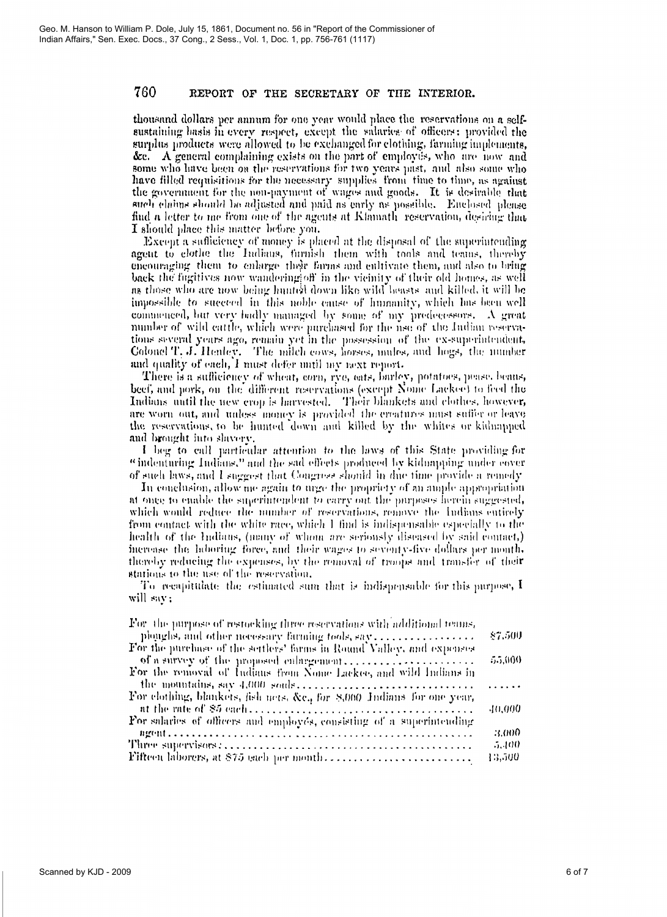thousand dollars per annum for one year would place the reservations on a self-sustaining basis in every respect, except the salaries of officers: provided the surplus products were allowed to be exchanged for clothing, farming implements, &c. A general complaining exists on the part of employés, who are now and some who have been on the reservations for two years past, and also some who have filled requisitions for the necessary supplies from time to time, as against the government for the non-payment of wages and goods. It is desirable that such claims should be adjusted and paid as early as possible. Enclosed please find a letter to me from one of the agents at Klamath reservation, desiring that I should place this matter before you.

Except a sufficiency of money is placed at the disposal of the superintending agent to clothe the Indians, furnish them with tools and teams, thereby encouraging them to enlarge their farms and cultivate them, and also to bring back the fugitives now wandering off in the vicinity of their old homes, as well as those who are now being hunted down like wild beasts and killed, it will be impossible to succeed in this noble cause of humanity, which has been well commenced, but very badly managed by some of my predecessors. A great number of wild cattle, which were purchased for the use of the Indian reservations several years ago, remain yet in the possession of the ex-superintendent, Colonel T. J. Henley. The milch cows, horses, mules, and hogs, the number and quality of each, I must defer until my next report.

There is a sufficiency of wheat, corn, rye, oats, barley, potatoes, pease, beans, beef, and pork, on the different reservations (except Nome Lackee) to feed the Indians until the new crop is harvested. Their blankets and clothes, however, are worn out, and unless money is provided the creatures must suffer or leave the reservations, to be hunted down and killed by the whites or kidnapped and brought into slavery.

I beg to call particular attention to the laws of this State providing for "indenturing Indians," and the sad effects produced by kidnapping under cover of such laws, and I suggest that Congress should in due time provide a remedy.

In conclusion, allow me again to urge the propriety of an ample appropriation at once to enable the superintendent to carry out the purposes herein suggested, which would reduce the number of reservations, remove the Indians entirely from contact with the white race, which I find is indispensable especially to the health of the Indians, (many of whom are seriously diseased by said contact,) increase the laboring force, and their wages to seventy-five dollars per month, thereby reducing the expenses, by the removal of troops and transfer of their stations to the use of the reservation.

To recapitulate the estimated sum that is indispensable for this purpose, I will say:

| | |
|---|---|
| For the purpose of restocking three reservations with additional teams, ploughs, and other necessary farming tools, say | $7,500 |
| For the purchase of the settlers' farms in Round Valley, and expenses of a survey of the proposed enlargement | 55,000 |
| For the removal of Indians from Nome Lackee, and wild Indians in the mountains, say 4,000 souls | ...... |
| For clothing, blankets, fish nets, &c., for 8,000 Indians for one year, at the rate of $5 each | 40,000 |
| For salaries of officers and employés, consisting of a superintending agent | 3,000 |
| Three supervisors | 5,400 |
| Fifteen laborers, at $75 each per month | 13,500 |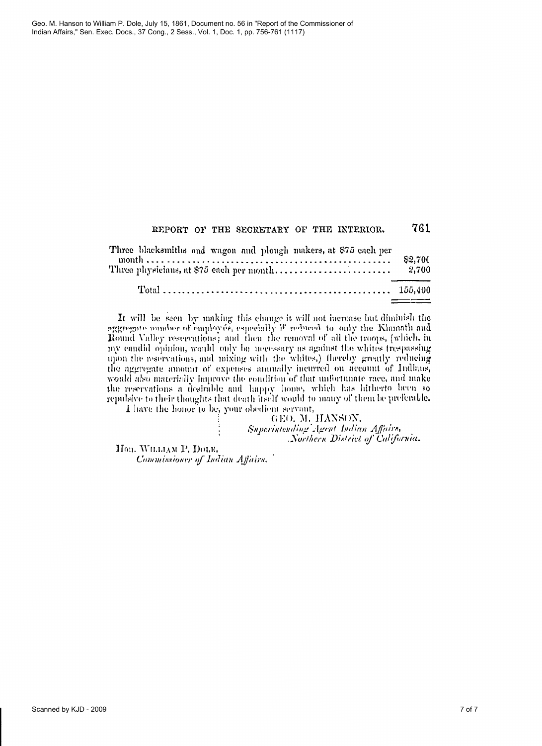Three blacksmiths and wagon and plough makers, at $75 each per month ..... $2,700
Three physicians, at $75 each per month ..... 2,700

Total ..... 155,400

It will be seen by making this change it will not increase but diminish the aggregate number of employés, especially if reduced to only the Klamath and Round Valley reservations; and then the removal of all the troops, (which, in my candid opinion, would only be necessary as against the whites trespassing upon the reservations, and mixing with the whites,) thereby greatly reducing the aggregate amount of expenses annually incurred on account of Indians, would also materially improve the condition of that unfortunate race, and make the reservations a desirable and happy home, which has hitherto been so repulsive to their thoughts that death itself would to many of them be preferable.

I have the honor to be, your obedient servant,

GEO. M. HANSON,
*Superintending Agent Indian Affairs,*
*Northern District of California.*

Hon. WILLIAM P. DOLE,
*Commissioner of Indian Affairs.*